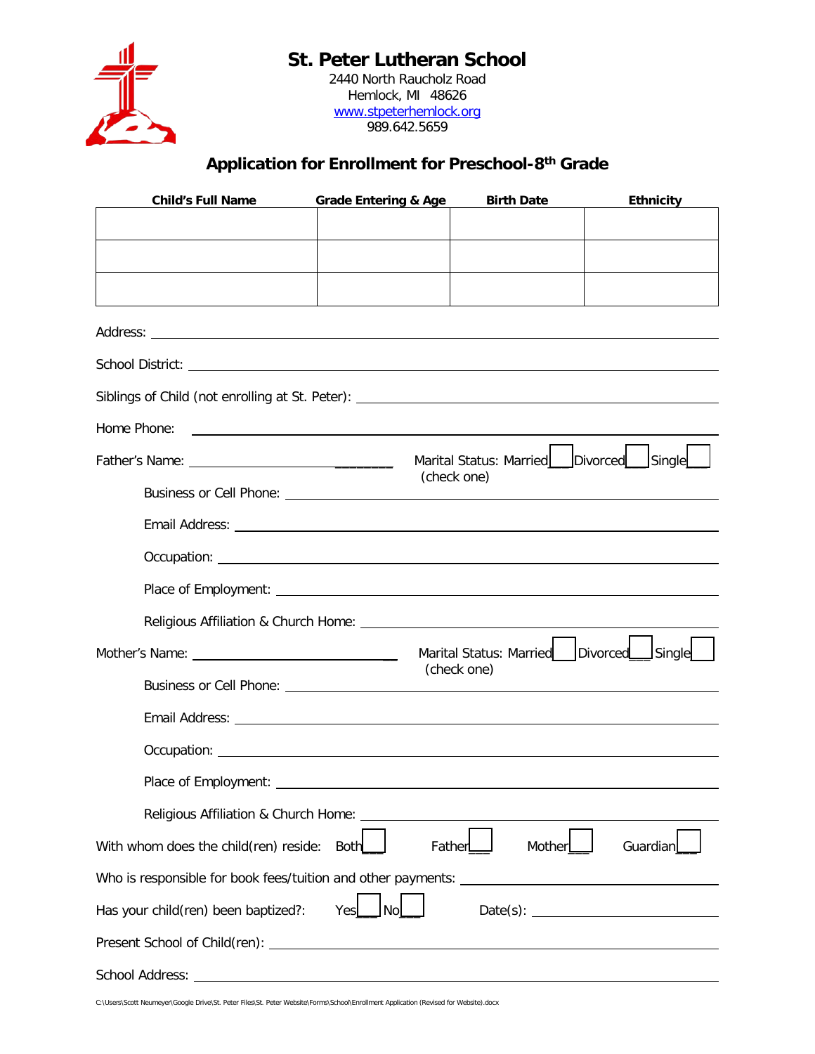# St. Peter Lutheran School

2440 North Raucholz Road
Hemlock, MI 48626
www.stpeterhemlock.org
989.642.5659

## Application for Enrollment for Preschool-8th Grade

| Child's Full Name | Grade Entering & Age | Birth Date | Ethnicity |
|---|---|---|---|
| | | | |
| | | | |
| | | | |

Address: ______________________________________________

School District: ______________________________________________

Siblings of Child (not enrolling at St. Peter): ______________________________________________

Home Phone: ______________________________________________

Father's Name: ______________________________ Marital Status: Married ☐ Divorced ☐ Single ☐ (check one)

Business or Cell Phone: ______________________________________________

Email Address: ______________________________________________

Occupation: ______________________________________________

Place of Employment: ______________________________________________

Religious Affiliation & Church Home: ______________________________________________

Mother's Name: ______________________________ Marital Status: Married ☐ Divorced ☐ Single ☐ (check one)

Business or Cell Phone: ______________________________________________

Email Address: ______________________________________________

Occupation: ______________________________________________

Place of Employment: ______________________________________________

Religious Affiliation & Church Home: ______________________________________________

With whom does the child(ren) reside: Both ☐ Father ☐ Mother ☐ Guardian ☐

Who is responsible for book fees/tuition and other payments: ______________________________________________

Has your child(ren) been baptized?: Yes ☐ No ☐ Date(s): ______________________________

Present School of Child(ren): ______________________________________________

School Address: ______________________________________________

C:\Users\Scott Neumeyer\Google Drive\St. Peter Files\St. Peter Website\Forms\School\Enrollment Application (Revised for Website).docx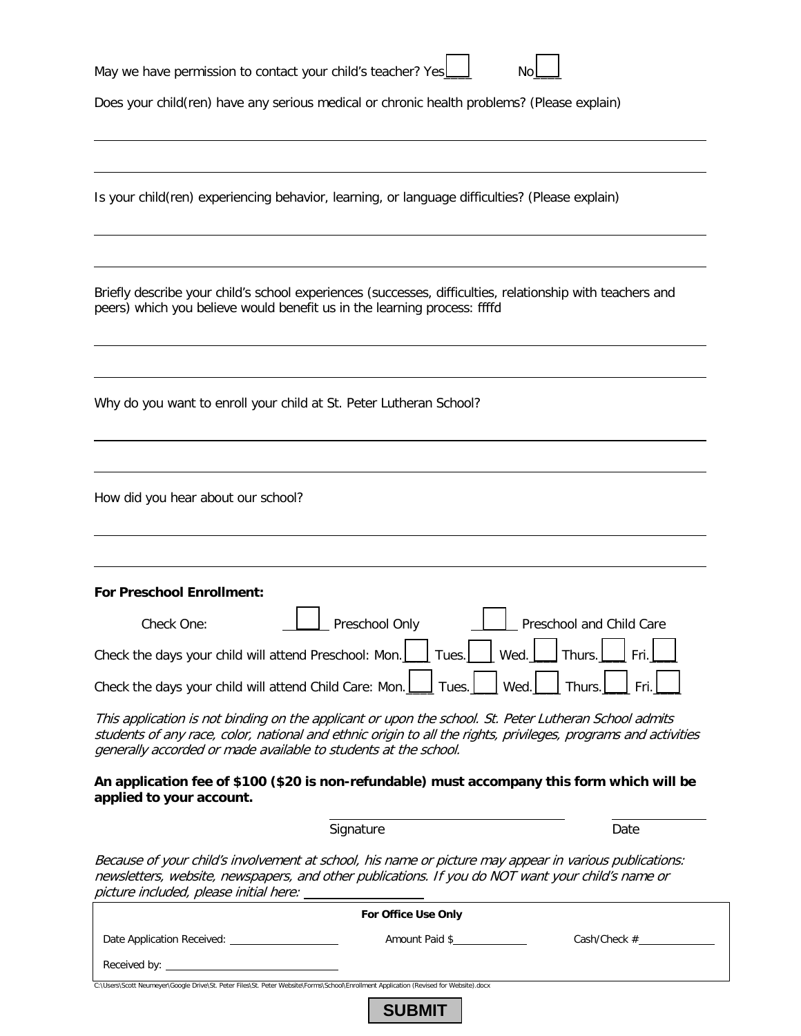May we have permission to contact your child's teacher? Yes___ No___

Does your child(ren) have any serious medical or chronic health problems? (Please explain)

Is your child(ren) experiencing behavior, learning, or language difficulties? (Please explain)

Briefly describe your child's school experiences (successes, difficulties, relationship with teachers and peers) which you believe would benefit us in the learning process: ffffd

Why do you want to enroll your child at St. Peter Lutheran School?

How did you hear about our school?

**For Preschool Enrollment:**

Check One: ___ Preschool Only ___ Preschool and Child Care

Check the days your child will attend Preschool: Mon.___ Tues.___ Wed.___ Thurs.___ Fri.___

Check the days your child will attend Child Care: Mon.___ Tues.___ Wed.___ Thurs.___ Fri.___

*This application is not binding on the applicant or upon the school. St. Peter Lutheran School admits students of any race, color, national and ethnic origin to all the rights, privileges, programs and activities generally accorded or made available to students at the school.*

**An application fee of $100 ($20 is non-refundable) must accompany this form which will be applied to your account.**

Signature Date

*Because of your child's involvement at school, his name or picture may appear in various publications: newsletters, website, newspapers, and other publications. If you do NOT want your child's name or picture included, please initial here:* ___________

| For Office Use Only | | |
|---|---|---|
| Date Application Received: ___________ | Amount Paid $___________ | Cash/Check #___________ |
| Received by: ___________ | | |

C:\Users\Scott Neumeyer\Google Drive\St. Peter Files\St. Peter Website\Forms\School\Enrollment Application (Revised for Website).docx

**SUBMIT**